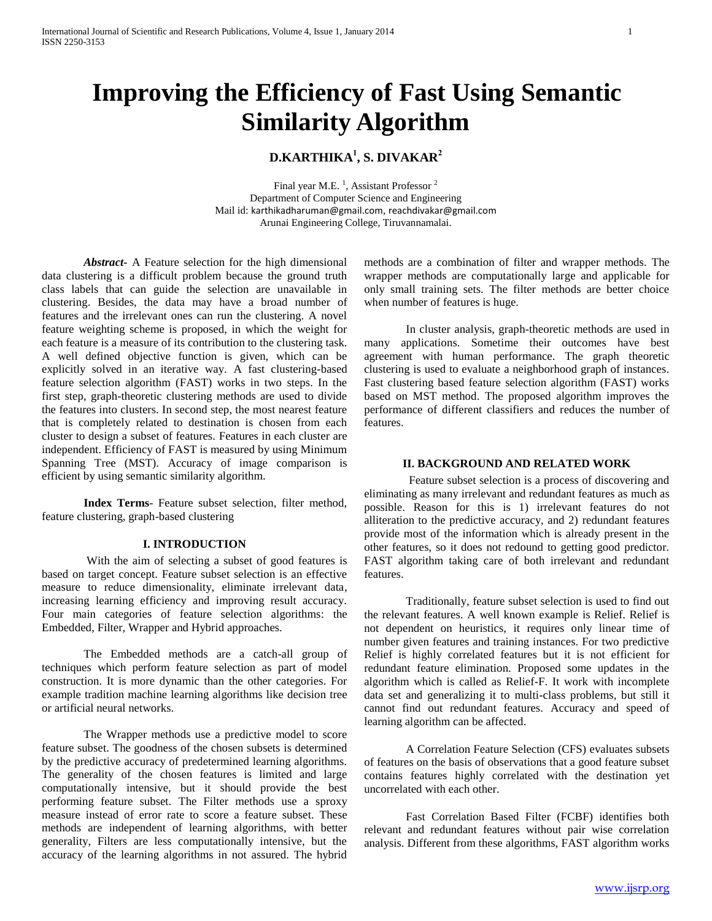# Improving the Efficiency of Fast Using Semantic Similarity Algorithm

**D.KARTHIKA[1], S. DIVAKAR[2]**

Final year M.E. [1], Assistant Professor [2]
Department of Computer Science and Engineering
Mail id: karthikadharuman@gmail.com, reachdivakar@gmail.com
Arunai Engineering College, Tiruvannamalai.

***Abstract***- A Feature selection for the high dimensional data clustering is a difficult problem because the ground truth class labels that can guide the selection are unavailable in clustering. Besides, the data may have a broad number of features and the irrelevant ones can run the clustering. A novel feature weighting scheme is proposed, in which the weight for each feature is a measure of its contribution to the clustering task. A well defined objective function is given, which can be explicitly solved in an iterative way. A fast clustering-based feature selection algorithm (FAST) works in two steps. In the first step, graph-theoretic clustering methods are used to divide the features into clusters. In second step, the most nearest feature that is completely related to destination is chosen from each cluster to design a subset of features. Features in each cluster are independent. Efficiency of FAST is measured by using Minimum Spanning Tree (MST). Accuracy of image comparison is efficient by using semantic similarity algorithm.

**Index Terms**- Feature subset selection, filter method, feature clustering, graph-based clustering

## I. INTRODUCTION

With the aim of selecting a subset of good features is based on target concept. Feature subset selection is an effective measure to reduce dimensionality, eliminate irrelevant data, increasing learning efficiency and improving result accuracy. Four main categories of feature selection algorithms: the Embedded, Filter, Wrapper and Hybrid approaches.

The Embedded methods are a catch-all group of techniques which perform feature selection as part of model construction. It is more dynamic than the other categories. For example tradition machine learning algorithms like decision tree or artificial neural networks.

The Wrapper methods use a predictive model to score feature subset. The goodness of the chosen subsets is determined by the predictive accuracy of predetermined learning algorithms. The generality of the chosen features is limited and large computationally intensive, but it should provide the best performing feature subset. The Filter methods use a sproxy measure instead of error rate to score a feature subset. These methods are independent of learning algorithms, with better generality, Filters are less computationally intensive, but the accuracy of the learning algorithms in not assured. The hybrid methods are a combination of filter and wrapper methods. The wrapper methods are computationally large and applicable for only small training sets. The filter methods are better choice when number of features is huge.

In cluster analysis, graph-theoretic methods are used in many applications. Sometime their outcomes have best agreement with human performance. The graph theoretic clustering is used to evaluate a neighborhood graph of instances. Fast clustering based feature selection algorithm (FAST) works based on MST method. The proposed algorithm improves the performance of different classifiers and reduces the number of features.

## II. BACKGROUND AND RELATED WORK

Feature subset selection is a process of discovering and eliminating as many irrelevant and redundant features as much as possible. Reason for this is 1) irrelevant features do not alliteration to the predictive accuracy, and 2) redundant features provide most of the information which is already present in the other features, so it does not redound to getting good predictor. FAST algorithm taking care of both irrelevant and redundant features.

Traditionally, feature subset selection is used to find out the relevant features. A well known example is Relief. Relief is not dependent on heuristics, it requires only linear time of number given features and training instances. For two predictive Relief is highly correlated features but it is not efficient for redundant feature elimination. Proposed some updates in the algorithm which is called as Relief-F. It work with incomplete data set and generalizing it to multi-class problems, but still it cannot find out redundant features. Accuracy and speed of learning algorithm can be affected.

A Correlation Feature Selection (CFS) evaluates subsets of features on the basis of observations that a good feature subset contains features highly correlated with the destination yet uncorrelated with each other.

Fast Correlation Based Filter (FCBF) identifies both relevant and redundant features without pair wise correlation analysis. Different from these algorithms, FAST algorithm works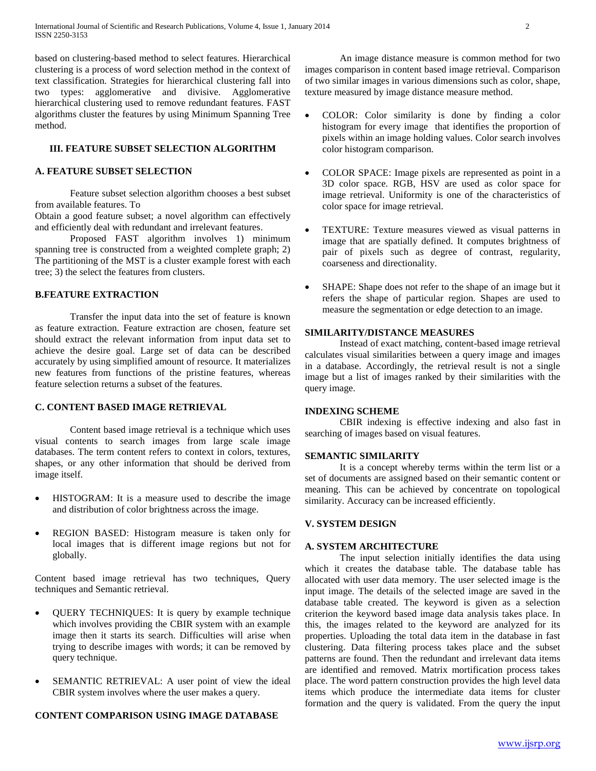based on clustering-based method to select features. Hierarchical clustering is a process of word selection method in the context of text classification. Strategies for hierarchical clustering fall into two types: agglomerative and divisive. Agglomerative hierarchical clustering used to remove redundant features. FAST algorithms cluster the features by using Minimum Spanning Tree method.

## III. FEATURE SUBSET SELECTION ALGORITHM

### A. FEATURE SUBSET SELECTION

Feature subset selection algorithm chooses a best subset from available features. To
Obtain a good feature subset; a novel algorithm can effectively and efficiently deal with redundant and irrelevant features.

Proposed FAST algorithm involves 1) minimum spanning tree is constructed from a weighted complete graph; 2) The partitioning of the MST is a cluster example forest with each tree; 3) the select the features from clusters.

### B.FEATURE EXTRACTION

Transfer the input data into the set of feature is known as feature extraction. Feature extraction are chosen, feature set should extract the relevant information from input data set to achieve the desire goal. Large set of data can be described accurately by using simplified amount of resource. It materializes new features from functions of the pristine features, whereas feature selection returns a subset of the features.

### C. CONTENT BASED IMAGE RETRIEVAL

Content based image retrieval is a technique which uses visual contents to search images from large scale image databases. The term content refers to context in colors, textures, shapes, or any other information that should be derived from image itself.

- HISTOGRAM: It is a measure used to describe the image and distribution of color brightness across the image.
- REGION BASED: Histogram measure is taken only for local images that is different image regions but not for globally.

Content based image retrieval has two techniques, Query techniques and Semantic retrieval.

- QUERY TECHNIQUES: It is query by example technique which involves providing the CBIR system with an example image then it starts its search. Difficulties will arise when trying to describe images with words; it can be removed by query technique.
- SEMANTIC RETRIEVAL: A user point of view the ideal CBIR system involves where the user makes a query.

### CONTENT COMPARISON USING IMAGE DATABASE

An image distance measure is common method for two images comparison in content based image retrieval. Comparison of two similar images in various dimensions such as color, shape, texture measured by image distance measure method.

- COLOR: Color similarity is done by finding a color histogram for every image that identifies the proportion of pixels within an image holding values. Color search involves color histogram comparison.
- COLOR SPACE: Image pixels are represented as point in a 3D color space. RGB, HSV are used as color space for image retrieval. Uniformity is one of the characteristics of color space for image retrieval.
- TEXTURE: Texture measures viewed as visual patterns in image that are spatially defined. It computes brightness of pair of pixels such as degree of contrast, regularity, coarseness and directionality.
- SHAPE: Shape does not refer to the shape of an image but it refers the shape of particular region. Shapes are used to measure the segmentation or edge detection to an image.

### SIMILARITY/DISTANCE MEASURES

Instead of exact matching, content-based image retrieval calculates visual similarities between a query image and images in a database. Accordingly, the retrieval result is not a single image but a list of images ranked by their similarities with the query image.

### INDEXING SCHEME

CBIR indexing is effective indexing and also fast in searching of images based on visual features.

### SEMANTIC SIMILARITY

It is a concept whereby terms within the term list or a set of documents are assigned based on their semantic content or meaning. This can be achieved by concentrate on topological similarity. Accuracy can be increased efficiently.

## V. SYSTEM DESIGN

### A. SYSTEM ARCHITECTURE

The input selection initially identifies the data using which it creates the database table. The database table has allocated with user data memory. The user selected image is the input image. The details of the selected image are saved in the database table created. The keyword is given as a selection criterion the keyword based image data analysis takes place. In this, the images related to the keyword are analyzed for its properties. Uploading the total data item in the database in fast clustering. Data filtering process takes place and the subset patterns are found. Then the redundant and irrelevant data items are identified and removed. Matrix mortification process takes place. The word pattern construction provides the high level data items which produce the intermediate data items for cluster formation and the query is validated. From the query the input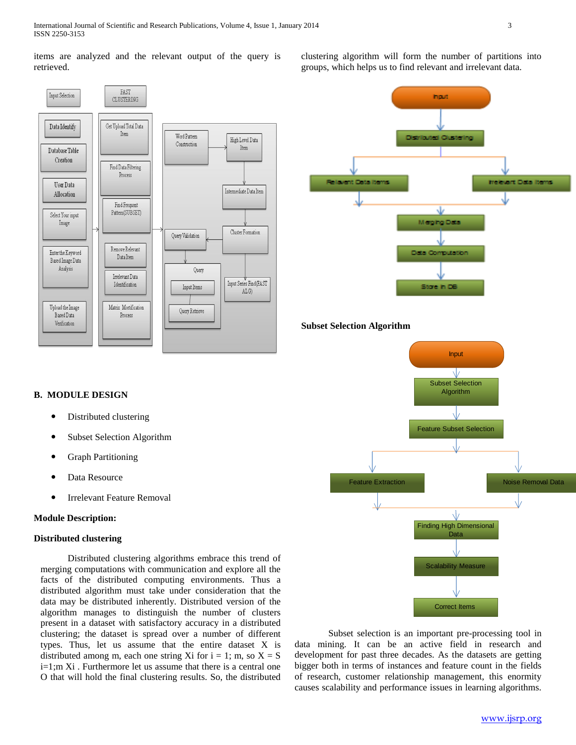items are analyzed and the relevant output of the query is retrieved.

clustering algorithm will form the number of partitions into groups, which helps us to find relevant and irrelevant data.

**Subset Selection Algorithm**

## B. MODULE DESIGN

- Distributed clustering
- Subset Selection Algorithm
- Graph Partitioning
- Data Resource
- Irrelevant Feature Removal

**Module Description:**

**Distributed clustering**

Distributed clustering algorithms embrace this trend of merging computations with communication and explore all the facts of the distributed computing environments. Thus a distributed algorithm must take under consideration that the data may be distributed inherently. Distributed version of the algorithm manages to distinguish the number of clusters present in a dataset with satisfactory accuracy in a distributed clustering; the dataset is spread over a number of different types. Thus, let us assume that the entire dataset X is distributed among m, each one string Xi for i = 1; m, so X = S i=1;m Xi . Furthermore let us assume that there is a central one O that will hold the final clustering results. So, the distributed

Subset selection is an important pre-processing tool in data mining. It can be an active field in research and development for past three decades. As the datasets are getting bigger both in terms of instances and feature count in the fields of research, customer relationship management, this enormity causes scalability and performance issues in learning algorithms.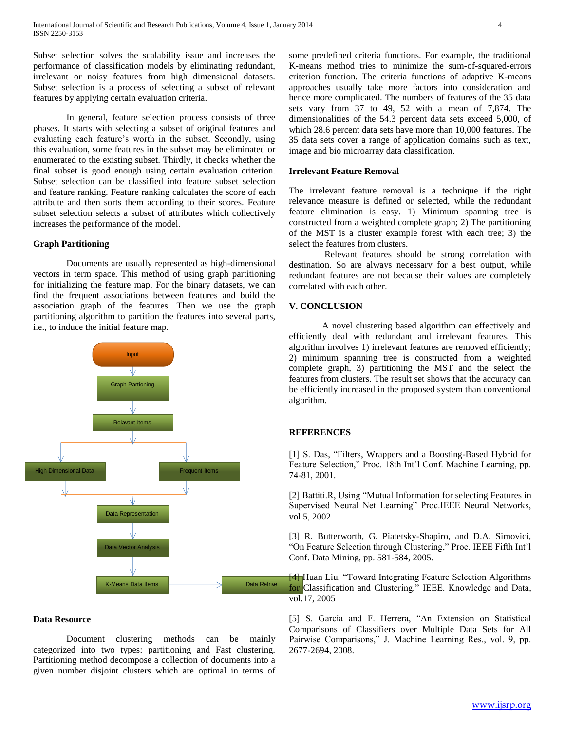Subset selection solves the scalability issue and increases the performance of classification models by eliminating redundant, irrelevant or noisy features from high dimensional datasets. Subset selection is a process of selecting a subset of relevant features by applying certain evaluation criteria.

In general, feature selection process consists of three phases. It starts with selecting a subset of original features and evaluating each feature's worth in the subset. Secondly, using this evaluation, some features in the subset may be eliminated or enumerated to the existing subset. Thirdly, it checks whether the final subset is good enough using certain evaluation criterion. Subset selection can be classified into feature subset selection and feature ranking. Feature ranking calculates the score of each attribute and then sorts them according to their scores. Feature subset selection selects a subset of attributes which collectively increases the performance of the model.

**Graph Partitioning**

Documents are usually represented as high-dimensional vectors in term space. This method of using graph partitioning for initializing the feature map. For the binary datasets, we can find the frequent associations between features and build the association graph of the features. Then we use the graph partitioning algorithm to partition the features into several parts, i.e., to induce the initial feature map.

Input → Graph Partioning → Relavant Items → High Dimensional Data / Frequent Items → Data Representation → Data Vector Analysis → K-Means Data Items → Data Retrive

**Data Resource**

Document clustering methods can be mainly categorized into two types: partitioning and Fast clustering. Partitioning method decompose a collection of documents into a given number disjoint clusters which are optimal in terms of some predefined criteria functions. For example, the traditional K-means method tries to minimize the sum-of-squared-errors criterion function. The criteria functions of adaptive K-means approaches usually take more factors into consideration and hence more complicated. The numbers of features of the 35 data sets vary from 37 to 49, 52 with a mean of 7,874. The dimensionalities of the 54.3 percent data sets exceed 5,000, of which 28.6 percent data sets have more than 10,000 features. The 35 data sets cover a range of application domains such as text, image and bio microarray data classification.

**Irrelevant Feature Removal**

The irrelevant feature removal is a technique if the right relevance measure is defined or selected, while the redundant feature elimination is easy. 1) Minimum spanning tree is constructed from a weighted complete graph; 2) The partitioning of the MST is a cluster example forest with each tree; 3) the select the features from clusters.

Relevant features should be strong correlation with destination. So are always necessary for a best output, while redundant features are not because their values are completely correlated with each other.

## V. CONCLUSION

A novel clustering based algorithm can effectively and efficiently deal with redundant and irrelevant features. This algorithm involves 1) irrelevant features are removed efficiently; 2) minimum spanning tree is constructed from a weighted complete graph, 3) partitioning the MST and the select the features from clusters. The result set shows that the accuracy can be efficiently increased in the proposed system than conventional algorithm.

## REFERENCES

[1] S. Das, "Filters, Wrappers and a Boosting-Based Hybrid for Feature Selection," Proc. 18th Int'l Conf. Machine Learning, pp. 74-81, 2001.

[2] Battiti.R, Using "Mutual Information for selecting Features in Supervised Neural Net Learning" Proc.IEEE Neural Networks, vol 5, 2002

[3] R. Butterworth, G. Piatetsky-Shapiro, and D.A. Simovici, "On Feature Selection through Clustering," Proc. IEEE Fifth Int'l Conf. Data Mining, pp. 581-584, 2005.

[4] Huan Liu, "Toward Integrating Feature Selection Algorithms for Classification and Clustering," IEEE. Knowledge and Data, vol.17, 2005

[5] S. Garcia and F. Herrera, "An Extension on Statistical Comparisons of Classifiers over Multiple Data Sets for All Pairwise Comparisons," J. Machine Learning Res., vol. 9, pp. 2677-2694, 2008.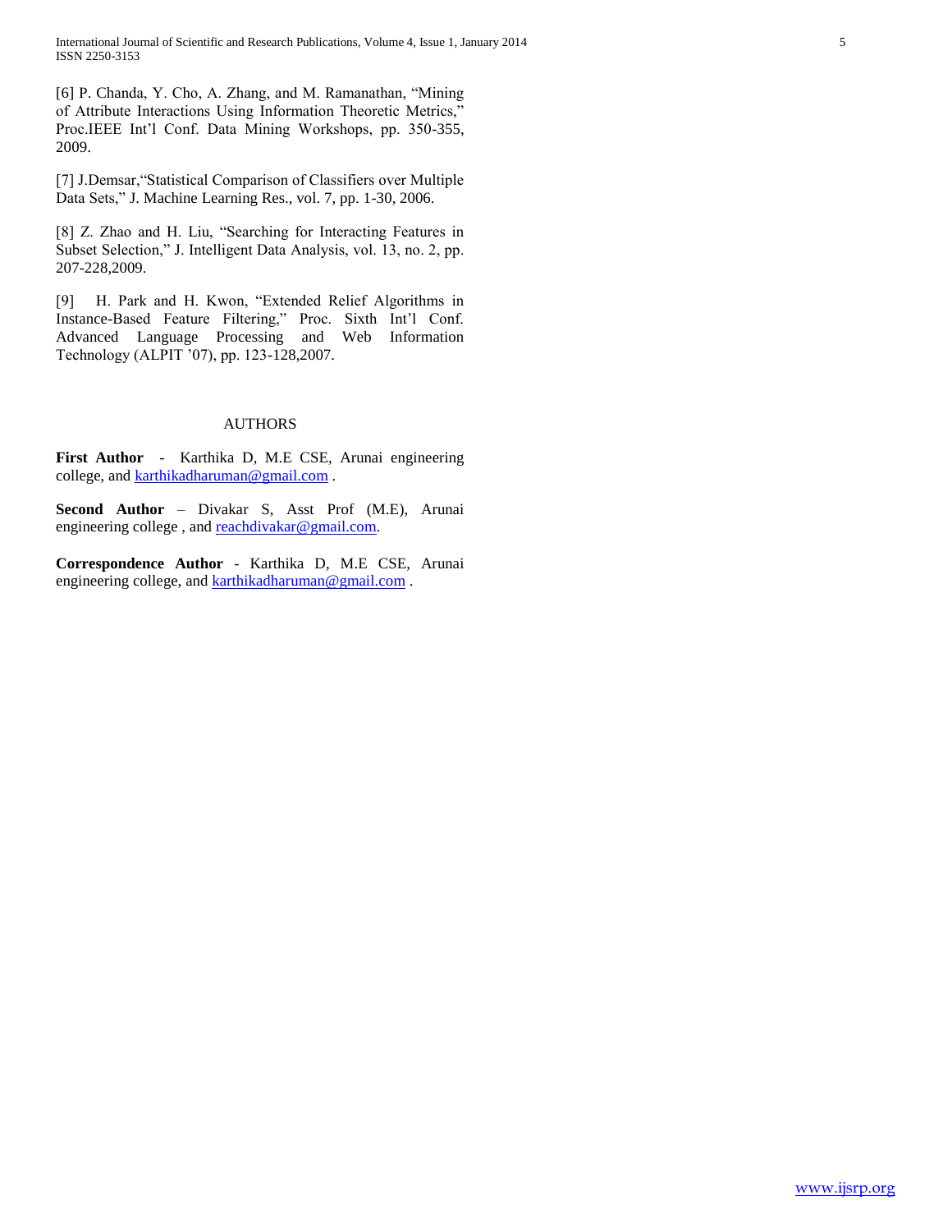[6] P. Chanda, Y. Cho, A. Zhang, and M. Ramanathan, "Mining of Attribute Interactions Using Information Theoretic Metrics," Proc.IEEE Int'l Conf. Data Mining Workshops, pp. 350-355, 2009.

[7] J.Demsar,"Statistical Comparison of Classifiers over Multiple Data Sets," J. Machine Learning Res., vol. 7, pp. 1-30, 2006.

[8] Z. Zhao and H. Liu, "Searching for Interacting Features in Subset Selection," J. Intelligent Data Analysis, vol. 13, no. 2, pp. 207-228,2009.

[9] H. Park and H. Kwon, "Extended Relief Algorithms in Instance-Based Feature Filtering," Proc. Sixth Int'l Conf. Advanced Language Processing and Web Information Technology (ALPIT '07), pp. 123-128,2007.

## AUTHORS

**First Author** - Karthika D, M.E CSE, Arunai engineering college, and karthikadharuman@gmail.com .

**Second Author** – Divakar S, Asst Prof (M.E), Arunai engineering college , and reachdivakar@gmail.com.

**Correspondence Author** - Karthika D, M.E CSE, Arunai engineering college, and karthikadharuman@gmail.com .